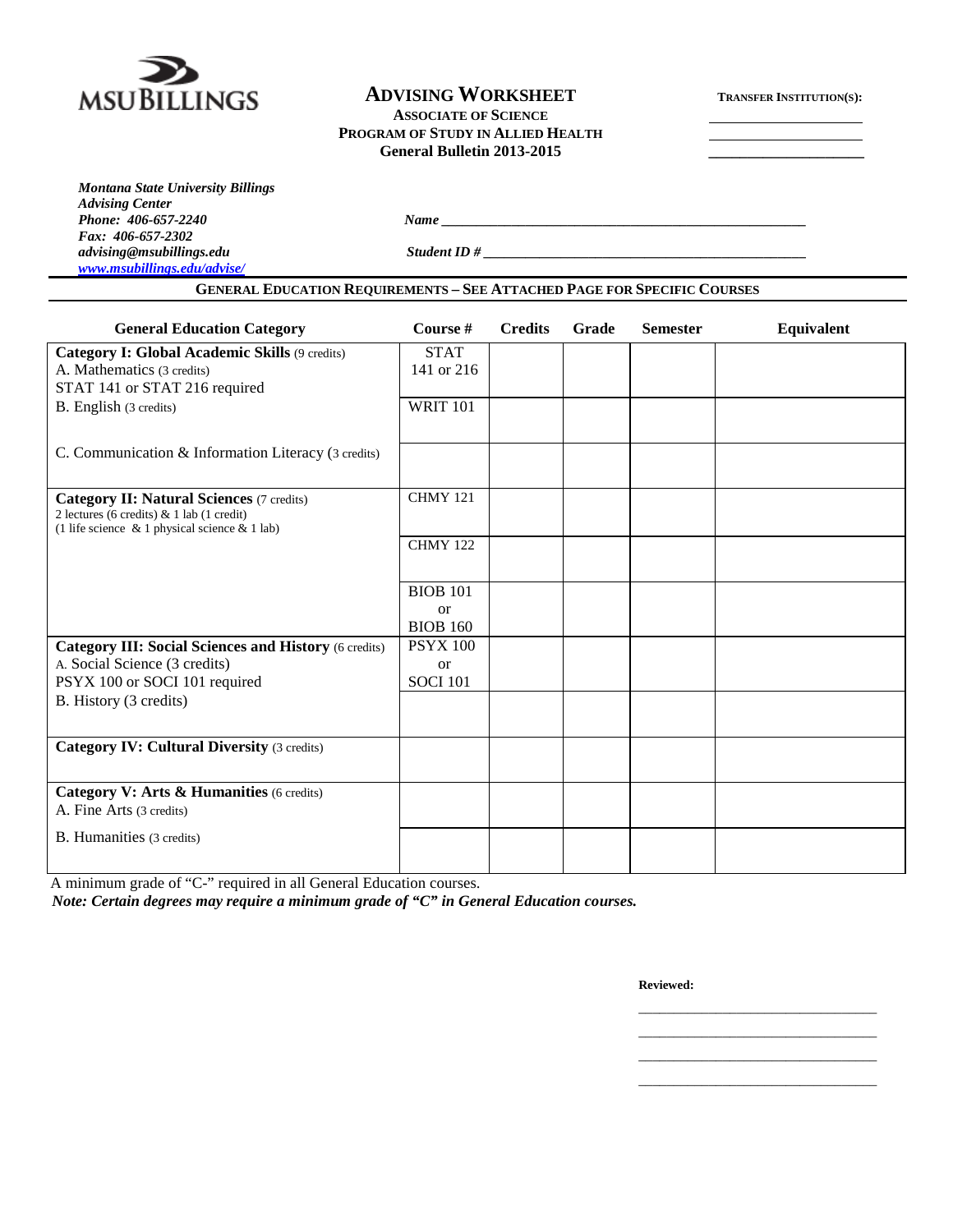MSU BILLINGS

# ADVISING WORKSHEET

**ASSOCIATE OF SCIENCE**
**PROGRAM OF STUDY IN ALLIED HEALTH**
**General Bulletin 2013-2015**

**TRANSFER INSTITUTION(S):**

______________________

______________________

______________________

*Montana State University Billings*
*Advising Center*
*Phone: 406-657-2240*
*Fax: 406-657-2302*
*advising@msubillings.edu*
*www.msubillings.edu/advise/*

*Name* ______________________________________________

*Student ID #* ______________________________________________

**GENERAL EDUCATION REQUIREMENTS – SEE ATTACHED PAGE FOR SPECIFIC COURSES**

| General Education Category | Course # | Credits | Grade | Semester | Equivalent |
|---|---|---|---|---|---|
| **Category I: Global Academic Skills** (9 credits)<br>A. Mathematics (3 credits)<br>STAT 141 or STAT 216 required | STAT 141 or 216 | | | | |
| B. English (3 credits) | WRIT 101 | | | | |
| C. Communication & Information Literacy (3 credits) | | | | | |
| **Category II: Natural Sciences** (7 credits)<br>2 lectures (6 credits) & 1 lab (1 credit)<br>(1 life science & 1 physical science & 1 lab) | CHMY 121 | | | | |
| | CHMY 122 | | | | |
| | BIOB 101 or BIOB 160 | | | | |
| **Category III: Social Sciences and History** (6 credits)<br>A. Social Science (3 credits)<br>PSYX 100 or SOCI 101 required | PSYX 100 or SOCI 101 | | | | |
| B. History (3 credits) | | | | | |
| **Category IV: Cultural Diversity** (3 credits) | | | | | |
| **Category V: Arts & Humanities** (6 credits)<br>A. Fine Arts (3 credits) | | | | | |
| B. Humanities (3 credits) | | | | | |

A minimum grade of "C-" required in all General Education courses.

***Note: Certain degrees may require a minimum grade of "C" in General Education courses.***

**Reviewed:**

______________________________

______________________________

______________________________

______________________________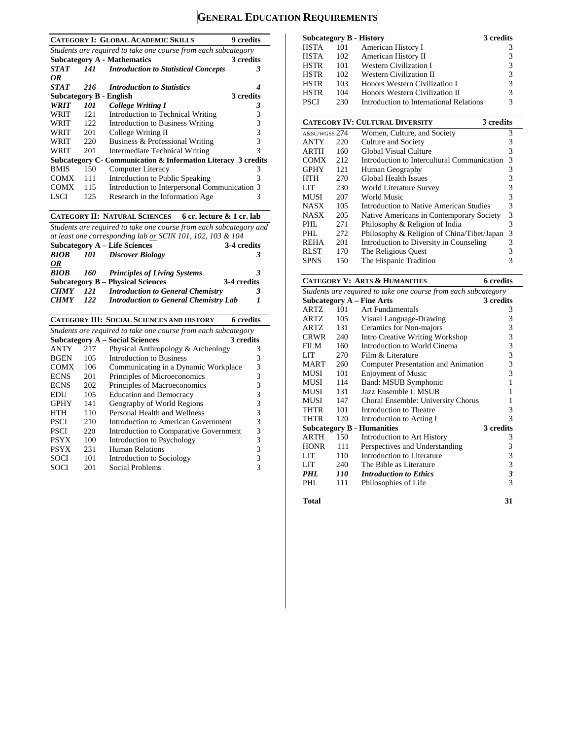# General Education Requirements

| **Category I: Global Academic Skills** | | | **9 credits** |
|---|---|---|---|
| *Students are required to take one course from each subcategory* | | | |
| **Subcategory A - Mathematics** | | | **3 credits** |
| ***STAT*** | ***141*** | ***Introduction to Statistical Concepts*** | ***3*** |
| ***OR*** | | | |
| ***STAT*** | ***216*** | ***Introduction to Statistics*** | ***4*** |
| **Subcategory B - English** | | | **3 credits** |
| ***WRIT*** | ***101*** | ***College Writing I*** | ***3*** |
| WRIT | 121 | Introduction to Technical Writing | 3 |
| WRIT | 122 | Introduction to Business Writing | 3 |
| WRIT | 201 | College Writing II | 3 |
| WRIT | 220 | Business & Professional Writing | 3 |
| WRIT | 201 | Intermediate Technical Writing | 3 |
| **Subcategory C- Communication & Information Literacy** | | | **3 credits** |
| BMIS | 150 | Computer Literacy | 3 |
| COMX | 111 | Introduction to Public Speaking | 3 |
| COMX | 115 | Introduction to Interpersonal Communication | 3 |
| LSCI | 125 | Research in the Information Age | 3 |

| **Category II: Natural Sciences** | | | **6 cr. lecture & 1 cr. lab** |
|---|---|---|---|
| *Students are required to take one course from each subcategory and at least one corresponding lab or SCIN 101, 102, 103 & 104* | | | |
| **Subcategory A – Life Sciences** | | | **3-4 credits** |
| ***BIOB*** | ***101*** | ***Discover Biology*** | ***3*** |
| ***OR*** | | | |
| ***BIOB*** | ***160*** | ***Principles of Living Systems*** | ***3*** |
| **Subcategory B – Physical Sciences** | | | **3-4 credits** |
| ***CHMY*** | ***121*** | ***Introduction to General Chemistry*** | ***3*** |
| ***CHMY*** | ***122*** | ***Introduction to General Chemistry Lab*** | ***1*** |

| **Category III: Social Sciences and History** | | | **6 credits** |
|---|---|---|---|
| *Students are required to take one course from each subcategory* | | | |
| **Subcategory A – Social Sciences** | | | **3 credits** |
| ANTY | 217 | Physical Anthropology & Archeology | 3 |
| BGEN | 105 | Introduction to Business | 3 |
| COMX | 106 | Communicating in a Dynamic Workplace | 3 |
| ECNS | 201 | Principles of Microeconomics | 3 |
| ECNS | 202 | Principles of Macroeconomics | 3 |
| EDU | 105 | Education and Democracy | 3 |
| GPHY | 141 | Geography of World Regions | 3 |
| HTH | 110 | Personal Health and Wellness | 3 |
| PSCI | 210 | Introduction to American Government | 3 |
| PSCI | 220 | Introduction to Comparative Government | 3 |
| PSYX | 100 | Introduction to Psychology | 3 |
| PSYX | 231 | Human Relations | 3 |
| SOCI | 101 | Introduction to Sociology | 3 |
| SOCI | 201 | Social Problems | 3 |
| **Subcategory B - History** | | | **3 credits** |
| HSTA | 101 | American History I | 3 |
| HSTA | 102 | American History II | 3 |
| HSTR | 101 | Western Civilization I | 3 |
| HSTR | 102 | Western Civilization II | 3 |
| HSTR | 103 | Honors Western Civilization I | 3 |
| HSTR | 104 | Honors Western Civilization II | 3 |
| PSCI | 230 | Introduction to International Relations | 3 |

| **Category IV: Cultural Diversity** | | | **3 credits** |
|---|---|---|---|
| A&SC/WGSS | 274 | Women, Culture, and Society | 3 |
| ANTY | 220 | Culture and Society | 3 |
| ARTH | 160 | Global Visual Culture | 3 |
| COMX | 212 | Introduction to Intercultural Communication | 3 |
| GPHY | 121 | Human Geography | 3 |
| HTH | 270 | Global Health Issues | 3 |
| LIT | 230 | World Literature Survey | 3 |
| MUSI | 207 | World Music | 3 |
| NASX | 105 | Introduction to Native American Studies | 3 |
| NASX | 205 | Native Americans in Contemporary Society | 3 |
| PHL | 271 | Philosophy & Religion of India | 3 |
| PHL | 272 | Philosophy & Religion of China/Tibet/Japan | 3 |
| REHA | 201 | Introduction to Diversity in Counseling | 3 |
| RLST | 170 | The Religious Quest | 3 |
| SPNS | 150 | The Hispanic Tradition | 3 |

| **Category V: Arts & Humanities** | | | **6 credits** |
|---|---|---|---|
| *Students are required to take one course from each subcategory* | | | |
| **Subcategory A – Fine Arts** | | | **3 credits** |
| ARTZ | 101 | Art Fundamentals | 3 |
| ARTZ | 105 | Visual Language-Drawing | 3 |
| ARTZ | 131 | Ceramics for Non-majors | 3 |
| CRWR | 240 | Intro Creative Writing Workshop | 3 |
| FILM | 160 | Introduction to World Cinema | 3 |
| LIT | 270 | Film & Literature | 3 |
| MART | 260 | Computer Presentation and Animation | 3 |
| MUSI | 101 | Enjoyment of Music | 3 |
| MUSI | 114 | Band: MSUB Symphonic | 1 |
| MUSI | 131 | Jazz Ensemble I: MSUB | 1 |
| MUSI | 147 | Choral Ensemble: University Chorus | 1 |
| THTR | 101 | Introduction to Theatre | 3 |
| THTR | 120 | Introduction to Acting I | 3 |
| **Subcategory B - Humanities** | | | **3 credits** |
| ARTH | 150 | Introduction to Art History | 3 |
| HONR | 111 | Perspectives and Understanding | 3 |
| LIT | 110 | Introduction to Literature | 3 |
| LIT | 240 | The Bible as Literature | 3 |
| ***PHL*** | ***110*** | ***Introduction to Ethics*** | ***3*** |
| PHL | 111 | Philosophies of Life | 3 |

**Total** **31**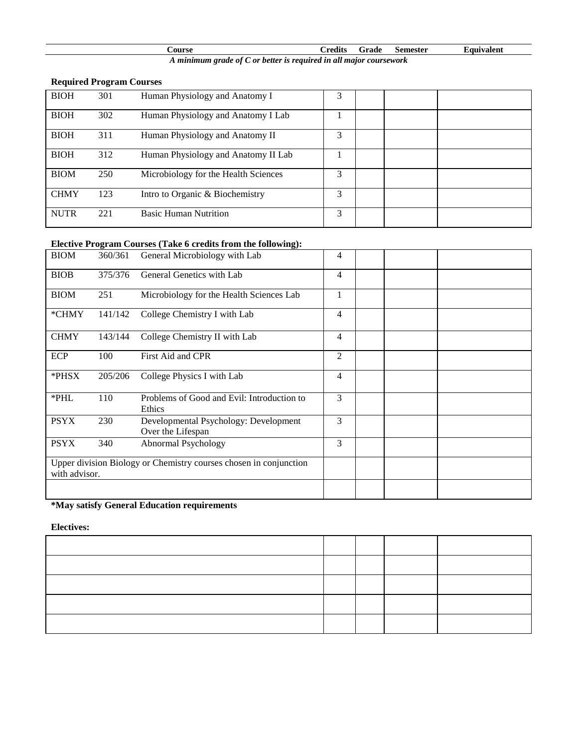| Course | | | Credits | Grade | Semester | Equivalent |
|---|---|---|---|---|---|---|

*A minimum grade of C or better is required in all major coursework*

**Required Program Courses**

| Course | | | Credits | Grade | Semester | Equivalent |
|---|---|---|---|---|---|---|
| BIOH | 301 | Human Physiology and Anatomy I | 3 | | | |
| BIOH | 302 | Human Physiology and Anatomy I Lab | 1 | | | |
| BIOH | 311 | Human Physiology and Anatomy II | 3 | | | |
| BIOH | 312 | Human Physiology and Anatomy II Lab | 1 | | | |
| BIOM | 250 | Microbiology for the Health Sciences | 3 | | | |
| CHMY | 123 | Intro to Organic & Biochemistry | 3 | | | |
| NUTR | 221 | Basic Human Nutrition | 3 | | | |

**Elective Program Courses (Take 6 credits from the following):**

| Course | | | Credits | Grade | Semester | Equivalent |
|---|---|---|---|---|---|---|
| BIOM | 360/361 | General Microbiology with Lab | 4 | | | |
| BIOB | 375/376 | General Genetics with Lab | 4 | | | |
| BIOM | 251 | Microbiology for the Health Sciences Lab | 1 | | | |
| *CHMY | 141/142 | College Chemistry I with Lab | 4 | | | |
| CHMY | 143/144 | College Chemistry II with Lab | 4 | | | |
| ECP | 100 | First Aid and CPR | 2 | | | |
| *PHSX | 205/206 | College Physics I with Lab | 4 | | | |
| *PHL | 110 | Problems of Good and Evil: Introduction to Ethics | 3 | | | |
| PSYX | 230 | Developmental Psychology: Development Over the Lifespan | 3 | | | |
| PSYX | 340 | Abnormal Psychology | 3 | | | |
| Upper division Biology or Chemistry courses chosen in conjunction with advisor. | | | | | | |
| | | | | | | |

**\*May satisfy General Education requirements**

**Electives:**

| Course | Credits | Grade | Semester | Equivalent |
|---|---|---|---|---|
| | | | | |
| | | | | |
| | | | | |
| | | | | |
| | | | | |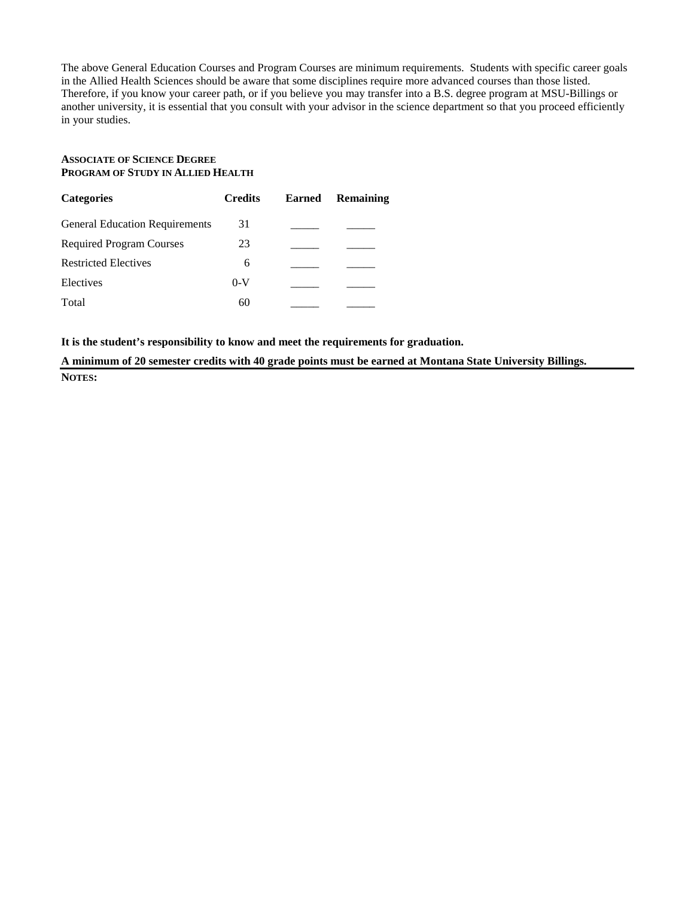The above General Education Courses and Program Courses are minimum requirements. Students with specific career goals in the Allied Health Sciences should be aware that some disciplines require more advanced courses than those listed. Therefore, if you know your career path, or if you believe you may transfer into a B.S. degree program at MSU-Billings or another university, it is essential that you consult with your advisor in the science department so that you proceed efficiently in your studies.

**ASSOCIATE OF SCIENCE DEGREE**
**PROGRAM OF STUDY IN ALLIED HEALTH**

| Categories | Credits | Earned | Remaining |
|---|---|---|---|
| General Education Requirements | 31 | _____ | _____ |
| Required Program Courses | 23 | _____ | _____ |
| Restricted Electives | 6 | _____ | _____ |
| Electives | 0-V | _____ | _____ |
| Total | 60 | _____ | _____ |

**It is the student's responsibility to know and meet the requirements for graduation.**

**A minimum of 20 semester credits with 40 grade points must be earned at Montana State University Billings.**

**NOTES:**